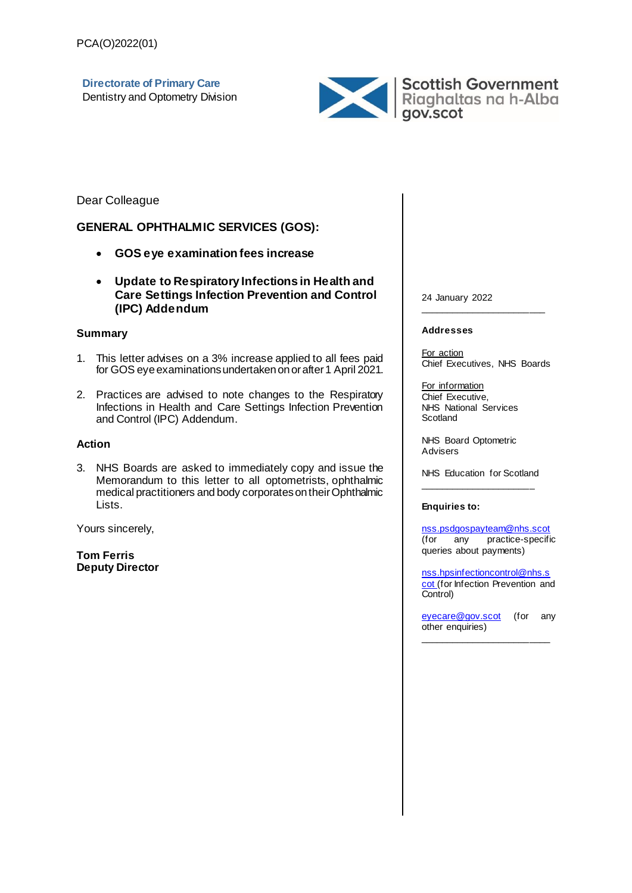PCA(O)2022(01)

**Directorate of Primary Care**
Dentistry and Optometry Division

Scottish Government
Riaghaltas na h-Alba
gov.scot

Dear Colleague

## GENERAL OPHTHALMIC SERVICES (GOS):

- **GOS eye examination fees increase**
- **Update to Respiratory Infections in Health and Care Settings Infection Prevention and Control (IPC) Addendum**

### Summary

1. This letter advises on a 3% increase applied to all fees paid for GOS eye examinations undertaken on or after 1 April 2021.
2. Practices are advised to note changes to the Respiratory Infections in Health and Care Settings Infection Prevention and Control (IPC) Addendum.

### Action

3. NHS Boards are asked to immediately copy and issue the Memorandum to this letter to all optometrists, ophthalmic medical practitioners and body corporates on their Ophthalmic Lists.

Yours sincerely,

**Tom Ferris**
**Deputy Director**

24 January 2022

---

**Addresses**

For action
Chief Executives, NHS Boards

For information
Chief Executive,
NHS National Services Scotland

NHS Board Optometric Advisers

NHS Education for Scotland

---

**Enquiries to:**

nss.psdgospayteam@nhs.scot (for any practice-specific queries about payments)

nss.hpsinfectioncontrol@nhs.scot (for Infection Prevention and Control)

eyecare@gov.scot (for any other enquiries)

---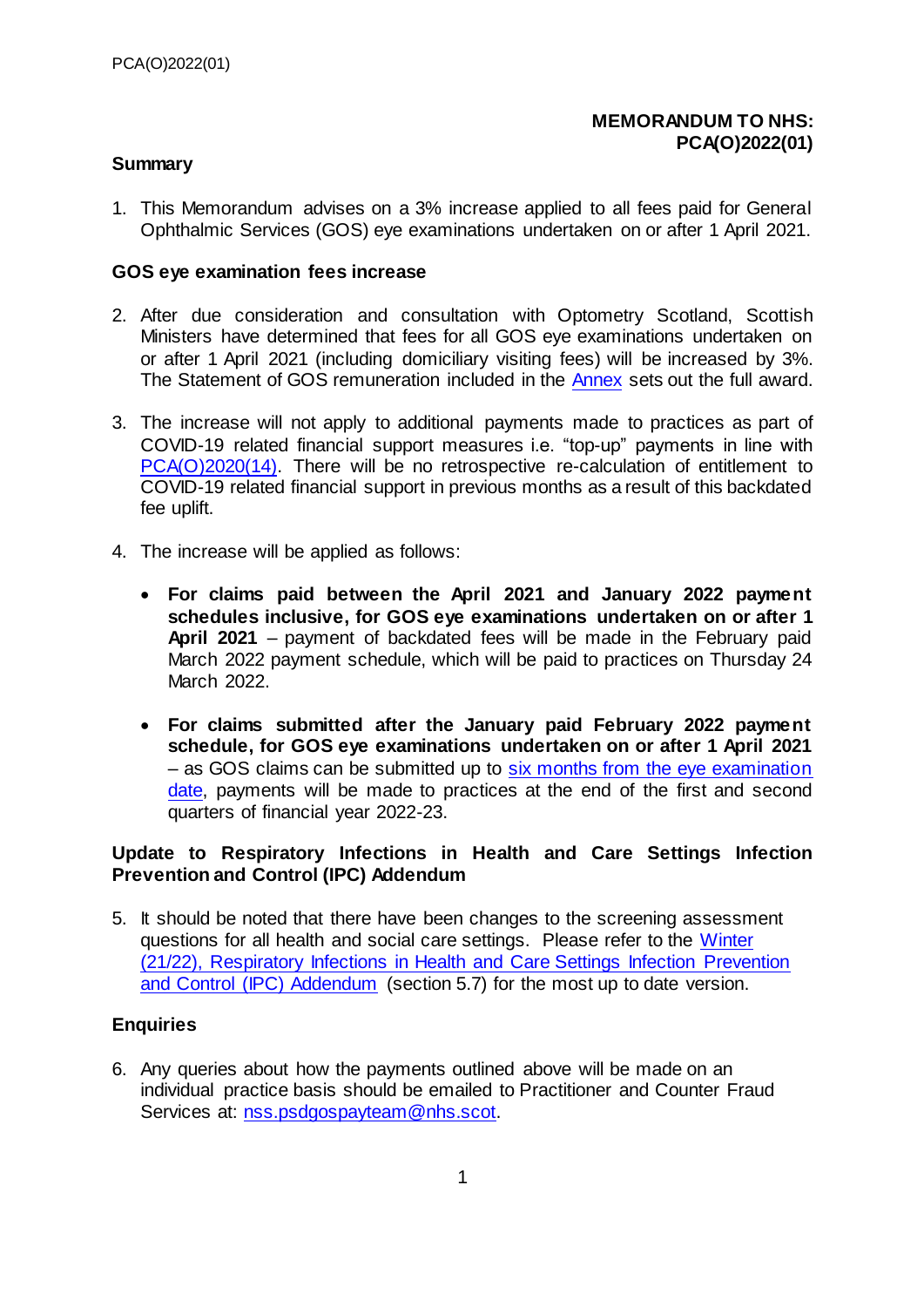**MEMORANDUM TO NHS: PCA(O)2022(01)**

**Summary**

1. This Memorandum advises on a 3% increase applied to all fees paid for General Ophthalmic Services (GOS) eye examinations undertaken on or after 1 April 2021.

**GOS eye examination fees increase**

2. After due consideration and consultation with Optometry Scotland, Scottish Ministers have determined that fees for all GOS eye examinations undertaken on or after 1 April 2021 (including domiciliary visiting fees) will be increased by 3%. The Statement of GOS remuneration included in the Annex sets out the full award.

3. The increase will not apply to additional payments made to practices as part of COVID-19 related financial support measures i.e. "top-up" payments in line with PCA(O)2020(14). There will be no retrospective re-calculation of entitlement to COVID-19 related financial support in previous months as a result of this backdated fee uplift.

4. The increase will be applied as follows:

   - **For claims paid between the April 2021 and January 2022 payment schedules inclusive, for GOS eye examinations undertaken on or after 1 April 2021** – payment of backdated fees will be made in the February paid March 2022 payment schedule, which will be paid to practices on Thursday 24 March 2022.

   - **For claims submitted after the January paid February 2022 payment schedule, for GOS eye examinations undertaken on or after 1 April 2021** – as GOS claims can be submitted up to six months from the eye examination date, payments will be made to practices at the end of the first and second quarters of financial year 2022-23.

**Update to Respiratory Infections in Health and Care Settings Infection Prevention and Control (IPC) Addendum**

5. It should be noted that there have been changes to the screening assessment questions for all health and social care settings. Please refer to the Winter (21/22), Respiratory Infections in Health and Care Settings Infection Prevention and Control (IPC) Addendum (section 5.7) for the most up to date version.

**Enquiries**

6. Any queries about how the payments outlined above will be made on an individual practice basis should be emailed to Practitioner and Counter Fraud Services at: nss.psdgospayteam@nhs.scot.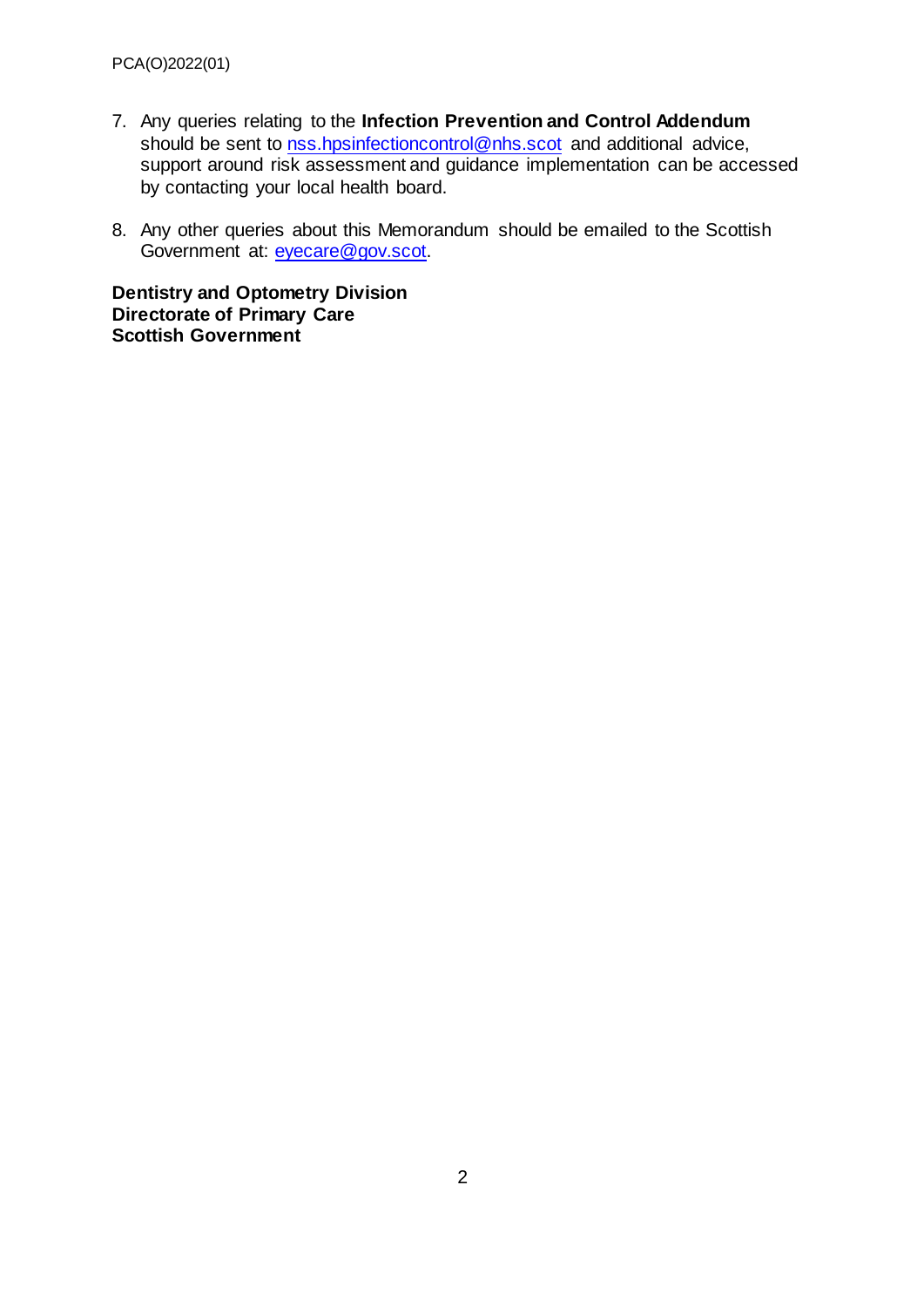7. Any queries relating to the **Infection Prevention and Control Addendum** should be sent to [nss.hpsinfectioncontrol@nhs.scot](mailto:nss.hpsinfectioncontrol@nhs.scot) and additional advice, support around risk assessment and guidance implementation can be accessed by contacting your local health board.

8. Any other queries about this Memorandum should be emailed to the Scottish Government at: [eyecare@gov.scot](mailto:eyecare@gov.scot).

**Dentistry and Optometry Division**
**Directorate of Primary Care**
**Scottish Government**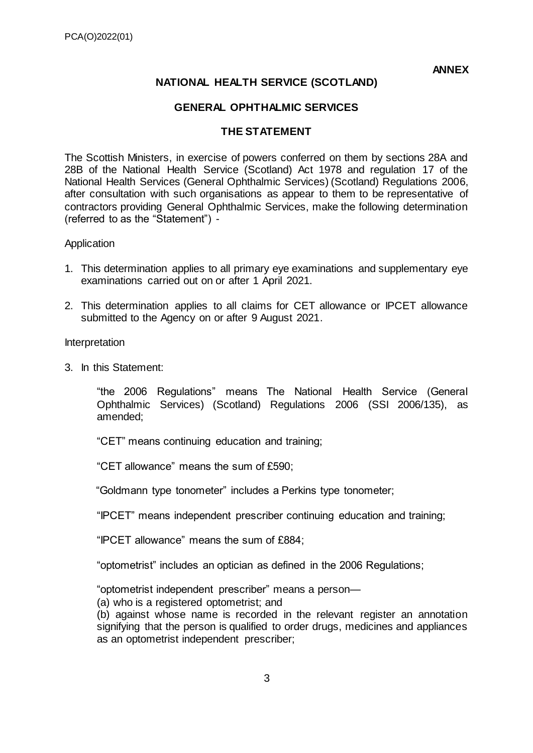**ANNEX**

**NATIONAL HEALTH SERVICE (SCOTLAND)**

**GENERAL OPHTHALMIC SERVICES**

**THE STATEMENT**

The Scottish Ministers, in exercise of powers conferred on them by sections 28A and 28B of the National Health Service (Scotland) Act 1978 and regulation 17 of the National Health Services (General Ophthalmic Services) (Scotland) Regulations 2006, after consultation with such organisations as appear to them to be representative of contractors providing General Ophthalmic Services, make the following determination (referred to as the "Statement") -

Application

1. This determination applies to all primary eye examinations and supplementary eye examinations carried out on or after 1 April 2021.

2. This determination applies to all claims for CET allowance or IPCET allowance submitted to the Agency on or after 9 August 2021.

Interpretation

3. In this Statement:

   "the 2006 Regulations" means The National Health Service (General Ophthalmic Services) (Scotland) Regulations 2006 (SSI 2006/135), as amended;

   "CET" means continuing education and training;

   "CET allowance" means the sum of £590;

   "Goldmann type tonometer" includes a Perkins type tonometer;

   "IPCET" means independent prescriber continuing education and training;

   "IPCET allowance" means the sum of £884;

   "optometrist" includes an optician as defined in the 2006 Regulations;

   "optometrist independent prescriber" means a person—
   (a) who is a registered optometrist; and
   (b) against whose name is recorded in the relevant register an annotation signifying that the person is qualified to order drugs, medicines and appliances as an optometrist independent prescriber;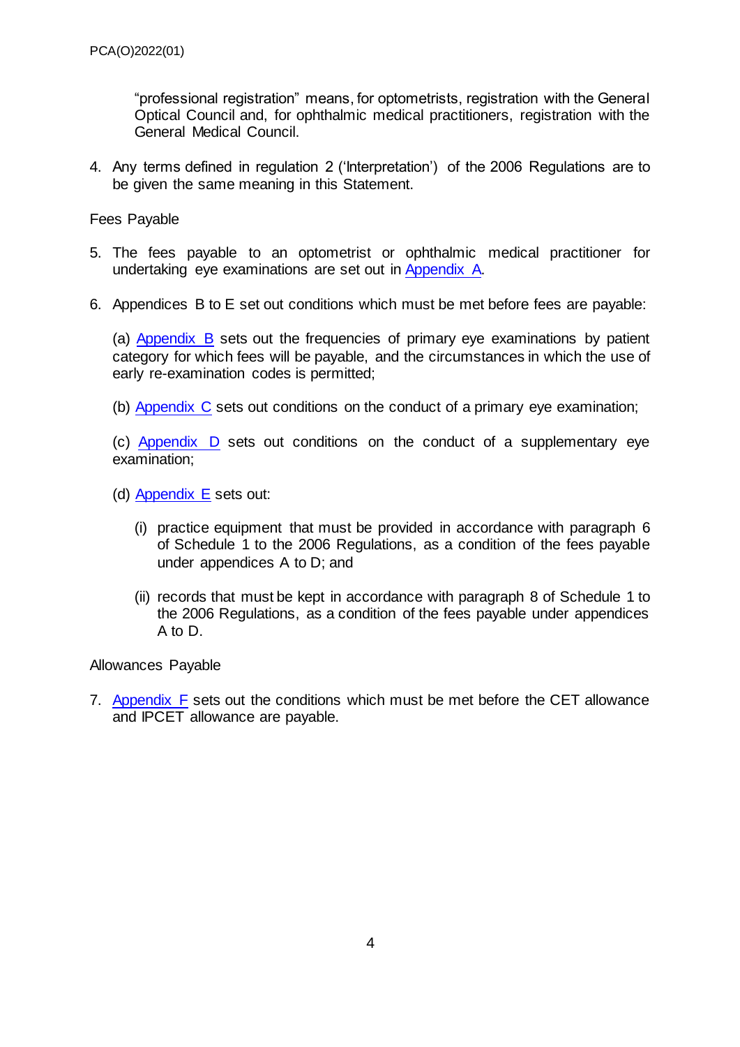"professional registration" means, for optometrists, registration with the General Optical Council and, for ophthalmic medical practitioners, registration with the General Medical Council.

4. Any terms defined in regulation 2 ('Interpretation') of the 2006 Regulations are to be given the same meaning in this Statement.

Fees Payable

5. The fees payable to an optometrist or ophthalmic medical practitioner for undertaking eye examinations are set out in Appendix A.

6. Appendices B to E set out conditions which must be met before fees are payable:

   (a) Appendix B sets out the frequencies of primary eye examinations by patient category for which fees will be payable, and the circumstances in which the use of early re-examination codes is permitted;

   (b) Appendix C sets out conditions on the conduct of a primary eye examination;

   (c) Appendix D sets out conditions on the conduct of a supplementary eye examination;

   (d) Appendix E sets out:

      (i) practice equipment that must be provided in accordance with paragraph 6 of Schedule 1 to the 2006 Regulations, as a condition of the fees payable under appendices A to D; and

      (ii) records that must be kept in accordance with paragraph 8 of Schedule 1 to the 2006 Regulations, as a condition of the fees payable under appendices A to D.

Allowances Payable

7. Appendix F sets out the conditions which must be met before the CET allowance and IPCET allowance are payable.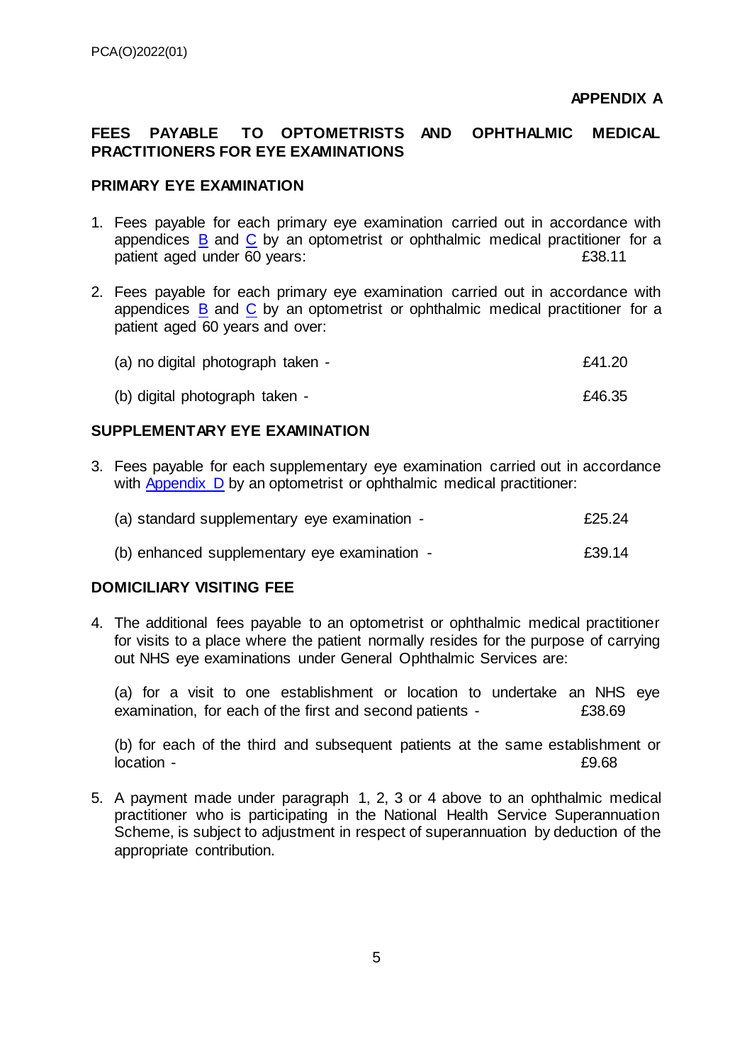**APPENDIX A**

## FEES PAYABLE TO OPTOMETRISTS AND OPHTHALMIC MEDICAL PRACTITIONERS FOR EYE EXAMINATIONS

### PRIMARY EYE EXAMINATION

1. Fees payable for each primary eye examination carried out in accordance with appendices B and C by an optometrist or ophthalmic medical practitioner for a patient aged under 60 years: £38.11

2. Fees payable for each primary eye examination carried out in accordance with appendices B and C by an optometrist or ophthalmic medical practitioner for a patient aged 60 years and over:

   (a) no digital photograph taken - £41.20

   (b) digital photograph taken - £46.35

### SUPPLEMENTARY EYE EXAMINATION

3. Fees payable for each supplementary eye examination carried out in accordance with Appendix D by an optometrist or ophthalmic medical practitioner:

   (a) standard supplementary eye examination - £25.24

   (b) enhanced supplementary eye examination - £39.14

### DOMICILIARY VISITING FEE

4. The additional fees payable to an optometrist or ophthalmic medical practitioner for visits to a place where the patient normally resides for the purpose of carrying out NHS eye examinations under General Ophthalmic Services are:

   (a) for a visit to one establishment or location to undertake an NHS eye examination, for each of the first and second patients - £38.69

   (b) for each of the third and subsequent patients at the same establishment or location - £9.68

5. A payment made under paragraph 1, 2, 3 or 4 above to an ophthalmic medical practitioner who is participating in the National Health Service Superannuation Scheme, is subject to adjustment in respect of superannuation by deduction of the appropriate contribution.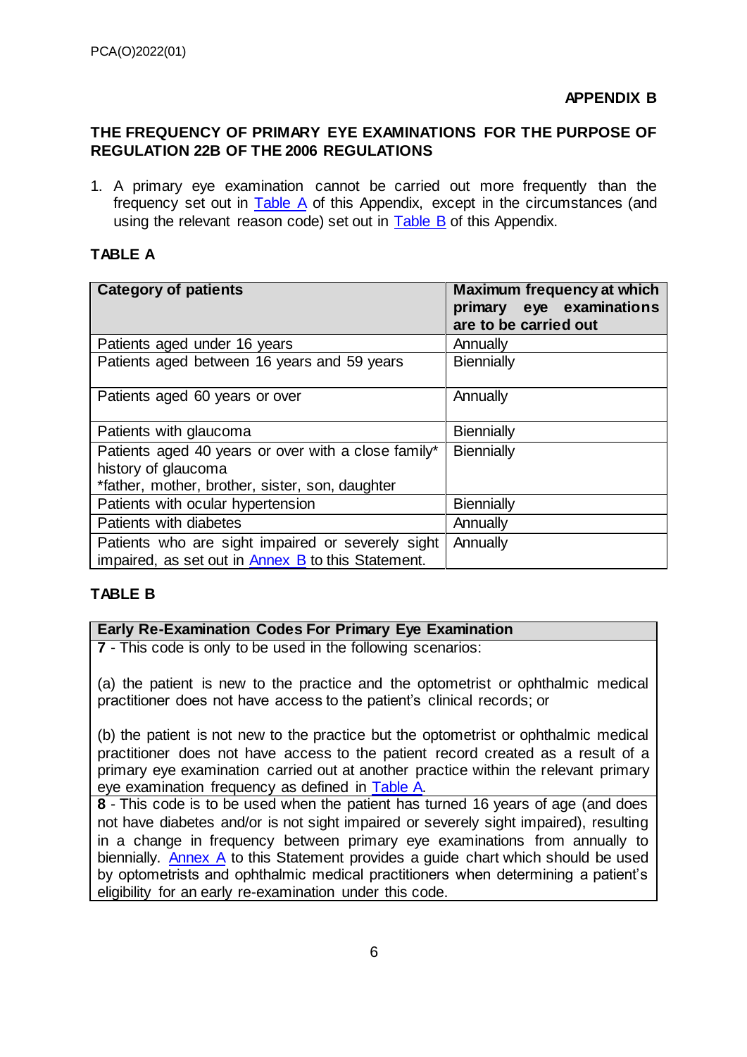PCA(O)2022(01)

**APPENDIX B**

## THE FREQUENCY OF PRIMARY EYE EXAMINATIONS FOR THE PURPOSE OF REGULATION 22B OF THE 2006 REGULATIONS

1. A primary eye examination cannot be carried out more frequently than the frequency set out in Table A of this Appendix, except in the circumstances (and using the relevant reason code) set out in Table B of this Appendix.

### TABLE A

| Category of patients | Maximum frequency at which primary eye examinations are to be carried out |
|---|---|
| Patients aged under 16 years | Annually |
| Patients aged between 16 years and 59 years | Biennially |
| Patients aged 60 years or over | Annually |
| Patients with glaucoma | Biennially |
| Patients aged 40 years or over with a close family* history of glaucoma<br>*father, mother, brother, sister, son, daughter | Biennially |
| Patients with ocular hypertension | Biennially |
| Patients with diabetes | Annually |
| Patients who are sight impaired or severely sight impaired, as set out in Annex B to this Statement. | Annually |

### TABLE B

| Early Re-Examination Codes For Primary Eye Examination |
|---|
| **7** - This code is only to be used in the following scenarios:<br><br>(a) the patient is new to the practice and the optometrist or ophthalmic medical practitioner does not have access to the patient's clinical records; or<br><br>(b) the patient is not new to the practice but the optometrist or ophthalmic medical practitioner does not have access to the patient record created as a result of a primary eye examination carried out at another practice within the relevant primary eye examination frequency as defined in Table A. |
| **8** - This code is to be used when the patient has turned 16 years of age (and does not have diabetes and/or is not sight impaired or severely sight impaired), resulting in a change in frequency between primary eye examinations from annually to biennially. Annex A to this Statement provides a guide chart which should be used by optometrists and ophthalmic medical practitioners when determining a patient's eligibility for an early re-examination under this code. |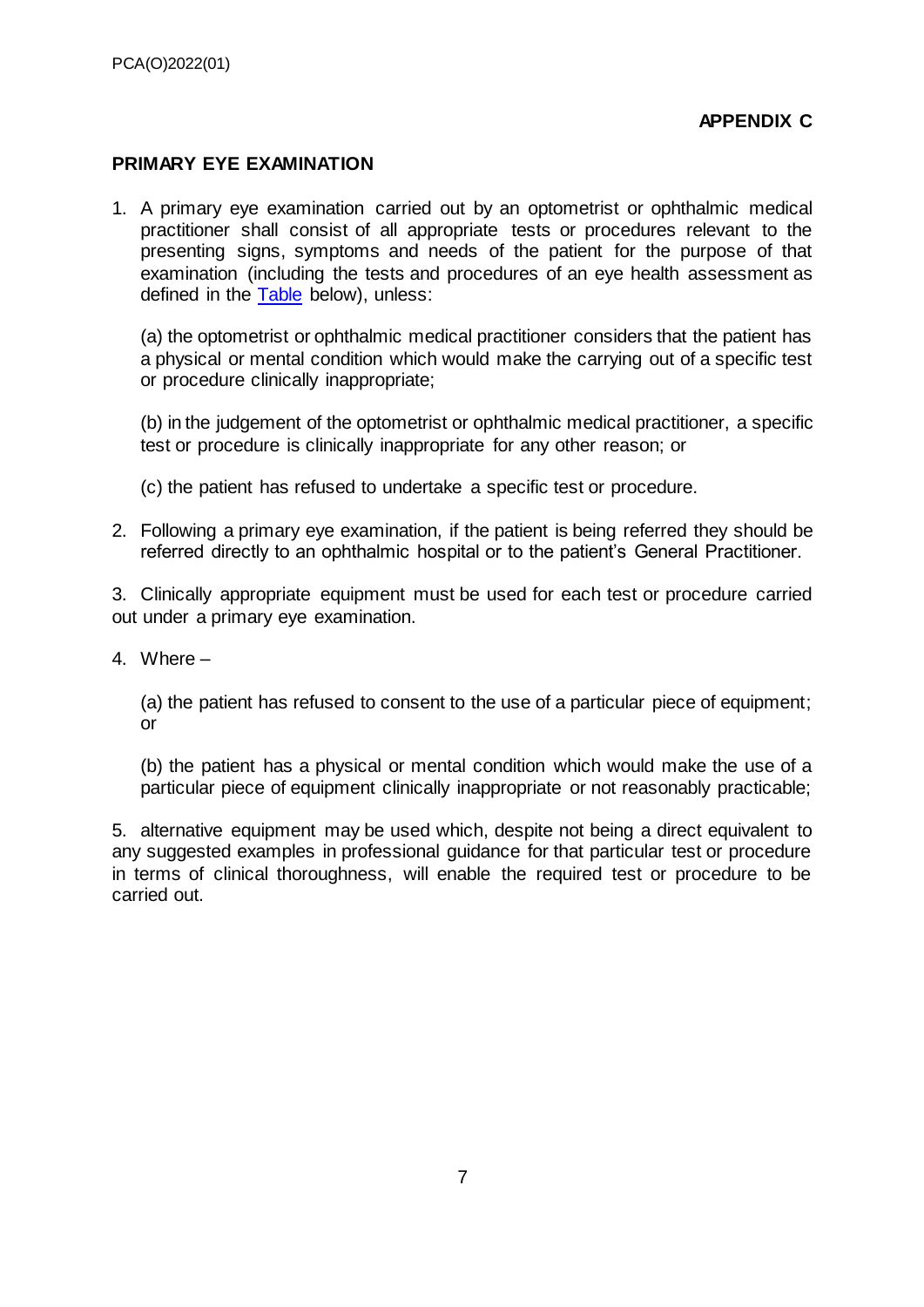**APPENDIX C**

## PRIMARY EYE EXAMINATION

1. A primary eye examination carried out by an optometrist or ophthalmic medical practitioner shall consist of all appropriate tests or procedures relevant to the presenting signs, symptoms and needs of the patient for the purpose of that examination (including the tests and procedures of an eye health assessment as defined in the Table below), unless:

   (a) the optometrist or ophthalmic medical practitioner considers that the patient has a physical or mental condition which would make the carrying out of a specific test or procedure clinically inappropriate;

   (b) in the judgement of the optometrist or ophthalmic medical practitioner, a specific test or procedure is clinically inappropriate for any other reason; or

   (c) the patient has refused to undertake a specific test or procedure.

2. Following a primary eye examination, if the patient is being referred they should be referred directly to an ophthalmic hospital or to the patient's General Practitioner.

3. Clinically appropriate equipment must be used for each test or procedure carried out under a primary eye examination.

4. Where –

   (a) the patient has refused to consent to the use of a particular piece of equipment; or

   (b) the patient has a physical or mental condition which would make the use of a particular piece of equipment clinically inappropriate or not reasonably practicable;

5. alternative equipment may be used which, despite not being a direct equivalent to any suggested examples in professional guidance for that particular test or procedure in terms of clinical thoroughness, will enable the required test or procedure to be carried out.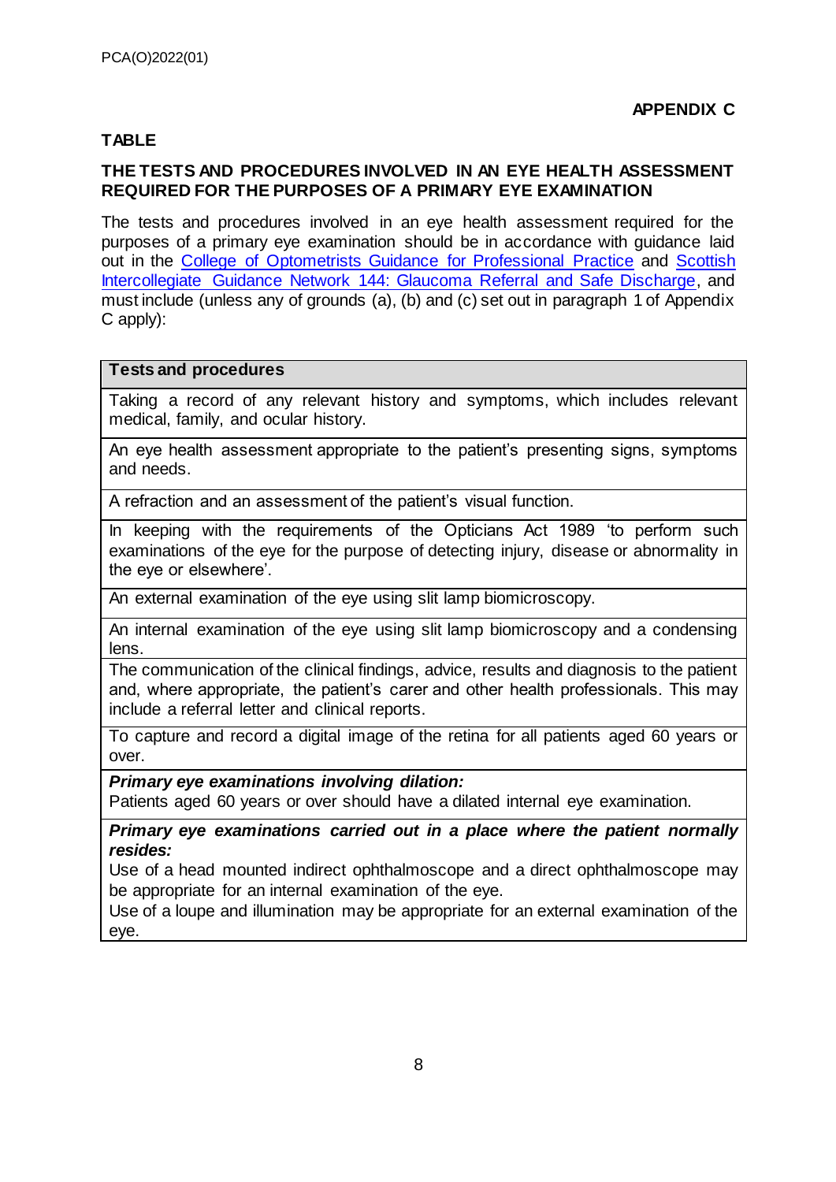**APPENDIX C**

**TABLE**

**THE TESTS AND PROCEDURES INVOLVED IN AN EYE HEALTH ASSESSMENT REQUIRED FOR THE PURPOSES OF A PRIMARY EYE EXAMINATION**

The tests and procedures involved in an eye health assessment required for the purposes of a primary eye examination should be in accordance with guidance laid out in the College of Optometrists Guidance for Professional Practice and Scottish Intercollegiate Guidance Network 144: Glaucoma Referral and Safe Discharge, and must include (unless any of grounds (a), (b) and (c) set out in paragraph 1 of Appendix C apply):

| **Tests and procedures** |
|---|
| Taking a record of any relevant history and symptoms, which includes relevant medical, family, and ocular history. |
| An eye health assessment appropriate to the patient's presenting signs, symptoms and needs. |
| A refraction and an assessment of the patient's visual function. |
| In keeping with the requirements of the Opticians Act 1989 'to perform such examinations of the eye for the purpose of detecting injury, disease or abnormality in the eye or elsewhere'. |
| An external examination of the eye using slit lamp biomicroscopy. |
| An internal examination of the eye using slit lamp biomicroscopy and a condensing lens. |
| The communication of the clinical findings, advice, results and diagnosis to the patient and, where appropriate, the patient's carer and other health professionals. This may include a referral letter and clinical reports. |
| To capture and record a digital image of the retina for all patients aged 60 years or over. |
| ***Primary eye examinations involving dilation:*** Patients aged 60 years or over should have a dilated internal eye examination. |
| ***Primary eye examinations carried out in a place where the patient normally resides:*** Use of a head mounted indirect ophthalmoscope and a direct ophthalmoscope may be appropriate for an internal examination of the eye. Use of a loupe and illumination may be appropriate for an external examination of the eye. |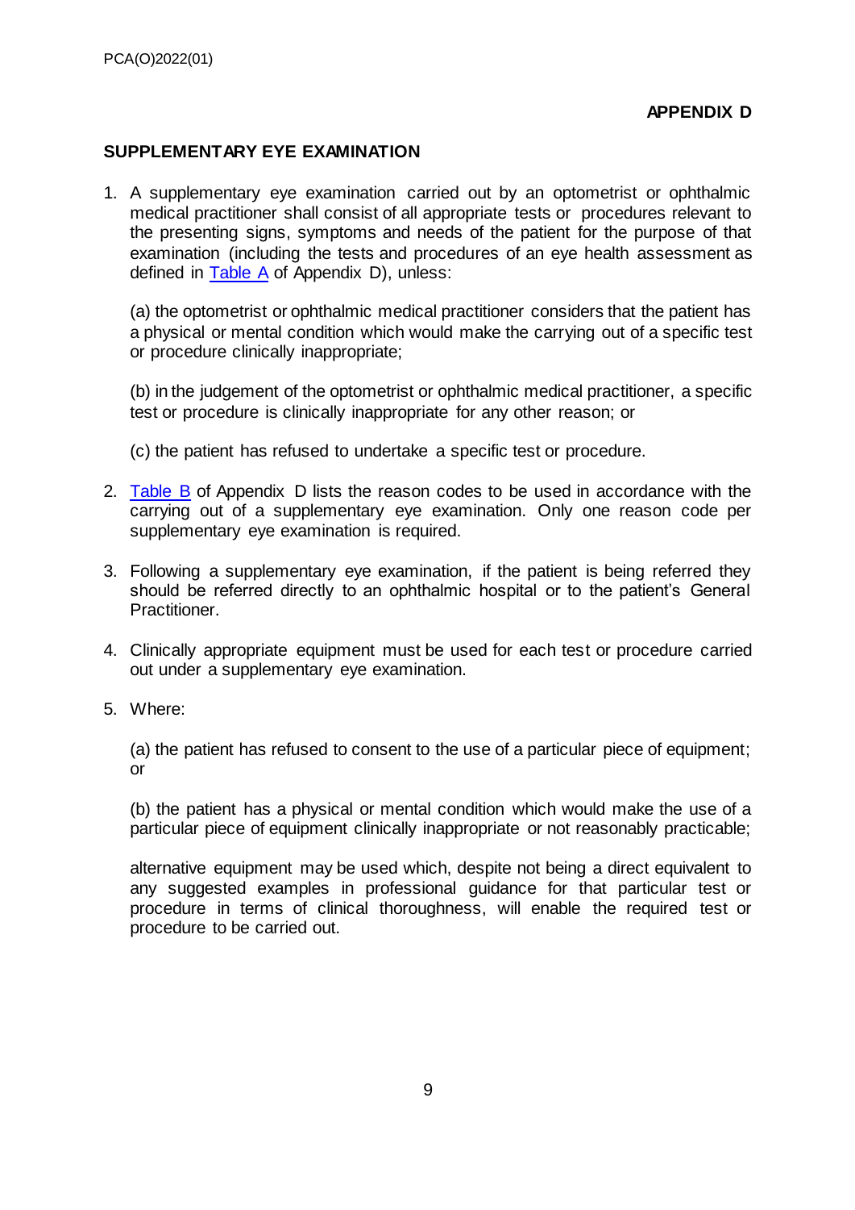**APPENDIX D**

## SUPPLEMENTARY EYE EXAMINATION

1. A supplementary eye examination carried out by an optometrist or ophthalmic medical practitioner shall consist of all appropriate tests or procedures relevant to the presenting signs, symptoms and needs of the patient for the purpose of that examination (including the tests and procedures of an eye health assessment as defined in Table A of Appendix D), unless:

   (a) the optometrist or ophthalmic medical practitioner considers that the patient has a physical or mental condition which would make the carrying out of a specific test or procedure clinically inappropriate;

   (b) in the judgement of the optometrist or ophthalmic medical practitioner, a specific test or procedure is clinically inappropriate for any other reason; or

   (c) the patient has refused to undertake a specific test or procedure.

2. Table B of Appendix D lists the reason codes to be used in accordance with the carrying out of a supplementary eye examination. Only one reason code per supplementary eye examination is required.

3. Following a supplementary eye examination, if the patient is being referred they should be referred directly to an ophthalmic hospital or to the patient's General Practitioner.

4. Clinically appropriate equipment must be used for each test or procedure carried out under a supplementary eye examination.

5. Where:

   (a) the patient has refused to consent to the use of a particular piece of equipment; or

   (b) the patient has a physical or mental condition which would make the use of a particular piece of equipment clinically inappropriate or not reasonably practicable;

   alternative equipment may be used which, despite not being a direct equivalent to any suggested examples in professional guidance for that particular test or procedure in terms of clinical thoroughness, will enable the required test or procedure to be carried out.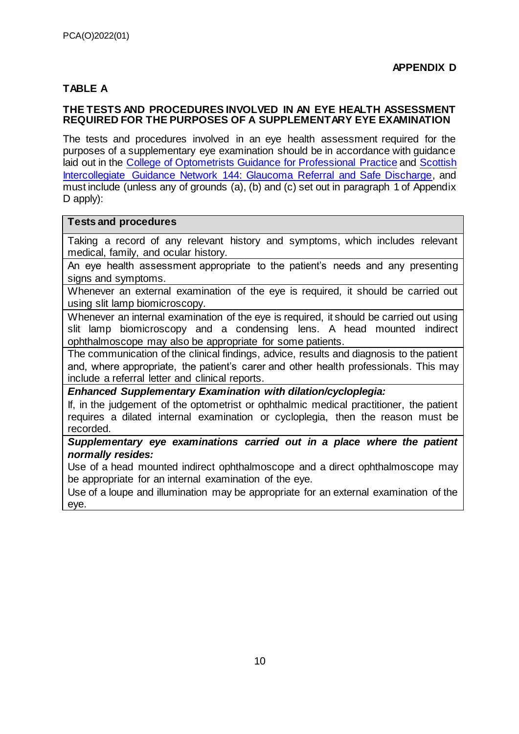**APPENDIX D**

**TABLE A**

**THE TESTS AND PROCEDURES INVOLVED IN AN EYE HEALTH ASSESSMENT REQUIRED FOR THE PURPOSES OF A SUPPLEMENTARY EYE EXAMINATION**

The tests and procedures involved in an eye health assessment required for the purposes of a supplementary eye examination should be in accordance with guidance laid out in the College of Optometrists Guidance for Professional Practice and Scottish Intercollegiate Guidance Network 144: Glaucoma Referral and Safe Discharge, and must include (unless any of grounds (a), (b) and (c) set out in paragraph 1 of Appendix D apply):

| **Tests and procedures** |
|---|
| Taking a record of any relevant history and symptoms, which includes relevant medical, family, and ocular history. |
| An eye health assessment appropriate to the patient's needs and any presenting signs and symptoms. |
| Whenever an external examination of the eye is required, it should be carried out using slit lamp biomicroscopy. |
| Whenever an internal examination of the eye is required, it should be carried out using slit lamp biomicroscopy and a condensing lens. A head mounted indirect ophthalmoscope may also be appropriate for some patients. |
| The communication of the clinical findings, advice, results and diagnosis to the patient and, where appropriate, the patient's carer and other health professionals. This may include a referral letter and clinical reports. |
| ***Enhanced Supplementary Examination with dilation/cycloplegia:*** If, in the judgement of the optometrist or ophthalmic medical practitioner, the patient requires a dilated internal examination or cycloplegia, then the reason must be recorded. |
| ***Supplementary eye examinations carried out in a place where the patient normally resides:*** Use of a head mounted indirect ophthalmoscope and a direct ophthalmoscope may be appropriate for an internal examination of the eye. Use of a loupe and illumination may be appropriate for an external examination of the eye. |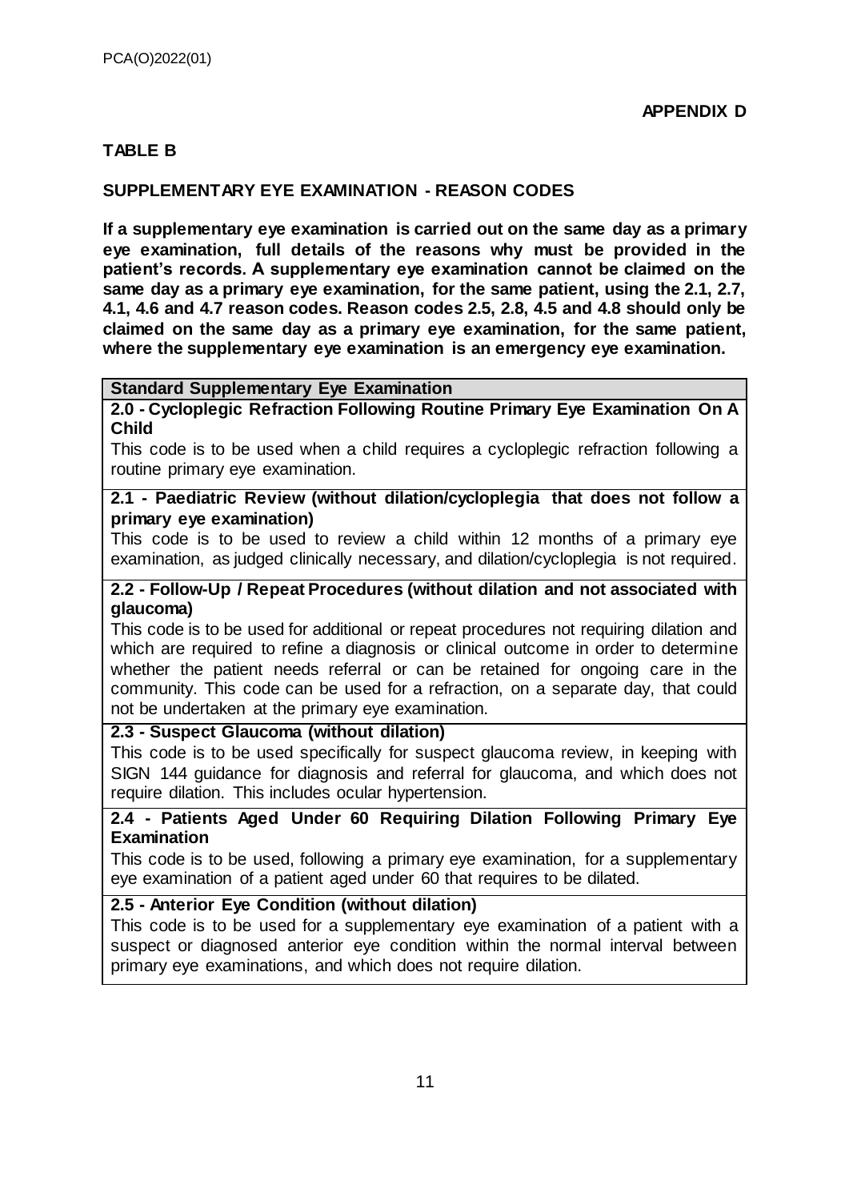**APPENDIX D**

**TABLE B**

**SUPPLEMENTARY EYE EXAMINATION - REASON CODES**

**If a supplementary eye examination is carried out on the same day as a primary eye examination, full details of the reasons why must be provided in the patient's records. A supplementary eye examination cannot be claimed on the same day as a primary eye examination, for the same patient, using the 2.1, 2.7, 4.1, 4.6 and 4.7 reason codes. Reason codes 2.5, 2.8, 4.5 and 4.8 should only be claimed on the same day as a primary eye examination, for the same patient, where the supplementary eye examination is an emergency eye examination.**

| **Standard Supplementary Eye Examination** |
|---|
| **2.0 - Cycloplegic Refraction Following Routine Primary Eye Examination On A Child**<br>This code is to be used when a child requires a cycloplegic refraction following a routine primary eye examination. |
| **2.1 - Paediatric Review (without dilation/cycloplegia that does not follow a primary eye examination)**<br>This code is to be used to review a child within 12 months of a primary eye examination, as judged clinically necessary, and dilation/cycloplegia is not required. |
| **2.2 - Follow-Up / Repeat Procedures (without dilation and not associated with glaucoma)**<br>This code is to be used for additional or repeat procedures not requiring dilation and which are required to refine a diagnosis or clinical outcome in order to determine whether the patient needs referral or can be retained for ongoing care in the community. This code can be used for a refraction, on a separate day, that could not be undertaken at the primary eye examination. |
| **2.3 - Suspect Glaucoma (without dilation)**<br>This code is to be used specifically for suspect glaucoma review, in keeping with SIGN 144 guidance for diagnosis and referral for glaucoma, and which does not require dilation. This includes ocular hypertension. |
| **2.4 - Patients Aged Under 60 Requiring Dilation Following Primary Eye Examination**<br>This code is to be used, following a primary eye examination, for a supplementary eye examination of a patient aged under 60 that requires to be dilated. |
| **2.5 - Anterior Eye Condition (without dilation)**<br>This code is to be used for a supplementary eye examination of a patient with a suspect or diagnosed anterior eye condition within the normal interval between primary eye examinations, and which does not require dilation. |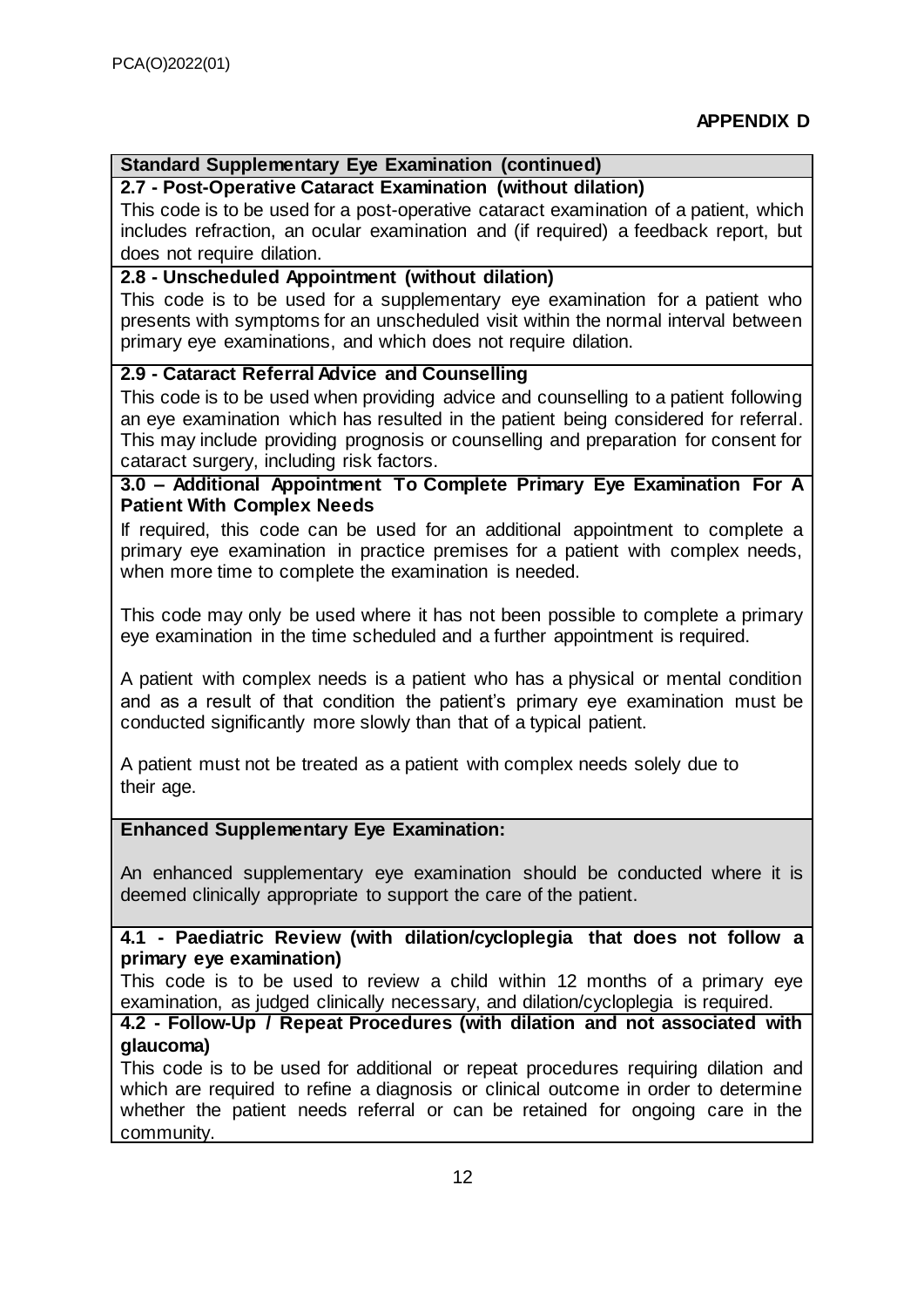**APPENDIX D**

**Standard Supplementary Eye Examination (continued)**

**2.7 - Post-Operative Cataract Examination (without dilation)**

This code is to be used for a post-operative cataract examination of a patient, which includes refraction, an ocular examination and (if required) a feedback report, but does not require dilation.

**2.8 - Unscheduled Appointment (without dilation)**

This code is to be used for a supplementary eye examination for a patient who presents with symptoms for an unscheduled visit within the normal interval between primary eye examinations, and which does not require dilation.

**2.9 - Cataract Referral Advice and Counselling**

This code is to be used when providing advice and counselling to a patient following an eye examination which has resulted in the patient being considered for referral. This may include providing prognosis or counselling and preparation for consent for cataract surgery, including risk factors.

**3.0 – Additional Appointment To Complete Primary Eye Examination For A Patient With Complex Needs**

If required, this code can be used for an additional appointment to complete a primary eye examination in practice premises for a patient with complex needs, when more time to complete the examination is needed.

This code may only be used where it has not been possible to complete a primary eye examination in the time scheduled and a further appointment is required.

A patient with complex needs is a patient who has a physical or mental condition and as a result of that condition the patient's primary eye examination must be conducted significantly more slowly than that of a typical patient.

A patient must not be treated as a patient with complex needs solely due to their age.

**Enhanced Supplementary Eye Examination:**

An enhanced supplementary eye examination should be conducted where it is deemed clinically appropriate to support the care of the patient.

**4.1 - Paediatric Review (with dilation/cycloplegia that does not follow a primary eye examination)**

This code is to be used to review a child within 12 months of a primary eye examination, as judged clinically necessary, and dilation/cycloplegia is required.

**4.2 - Follow-Up / Repeat Procedures (with dilation and not associated with glaucoma)**

This code is to be used for additional or repeat procedures requiring dilation and which are required to refine a diagnosis or clinical outcome in order to determine whether the patient needs referral or can be retained for ongoing care in the community.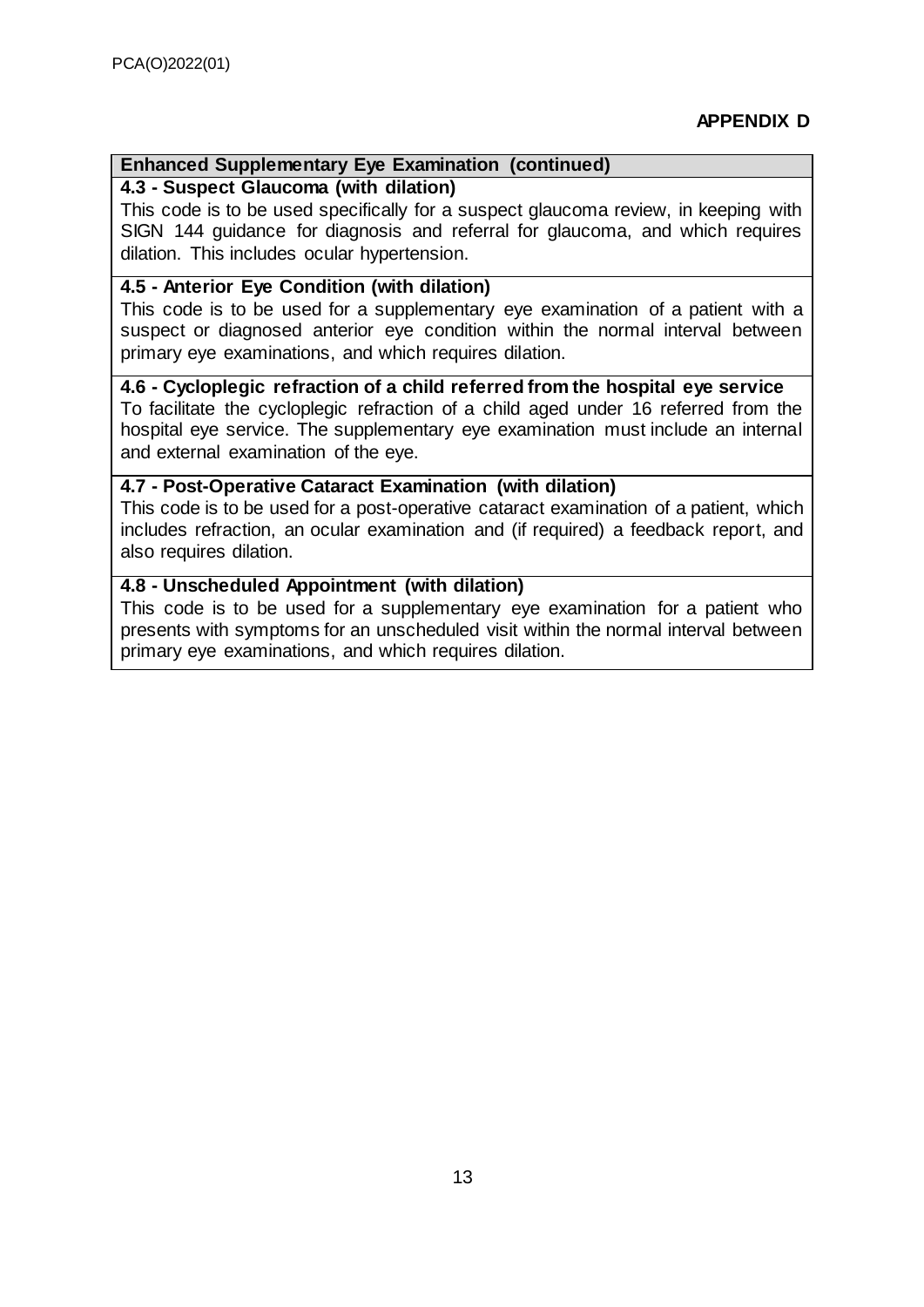**APPENDIX D**

| **Enhanced Supplementary Eye Examination (continued)** |
|---|
| **4.3 - Suspect Glaucoma (with dilation)**<br>This code is to be used specifically for a suspect glaucoma review, in keeping with SIGN 144 guidance for diagnosis and referral for glaucoma, and which requires dilation. This includes ocular hypertension. |
| **4.5 - Anterior Eye Condition (with dilation)**<br>This code is to be used for a supplementary eye examination of a patient with a suspect or diagnosed anterior eye condition within the normal interval between primary eye examinations, and which requires dilation. |
| **4.6 - Cycloplegic refraction of a child referred from the hospital eye service**<br>To facilitate the cycloplegic refraction of a child aged under 16 referred from the hospital eye service. The supplementary eye examination must include an internal and external examination of the eye. |
| **4.7 - Post-Operative Cataract Examination (with dilation)**<br>This code is to be used for a post-operative cataract examination of a patient, which includes refraction, an ocular examination and (if required) a feedback report, and also requires dilation. |
| **4.8 - Unscheduled Appointment (with dilation)**<br>This code is to be used for a supplementary eye examination for a patient who presents with symptoms for an unscheduled visit within the normal interval between primary eye examinations, and which requires dilation. |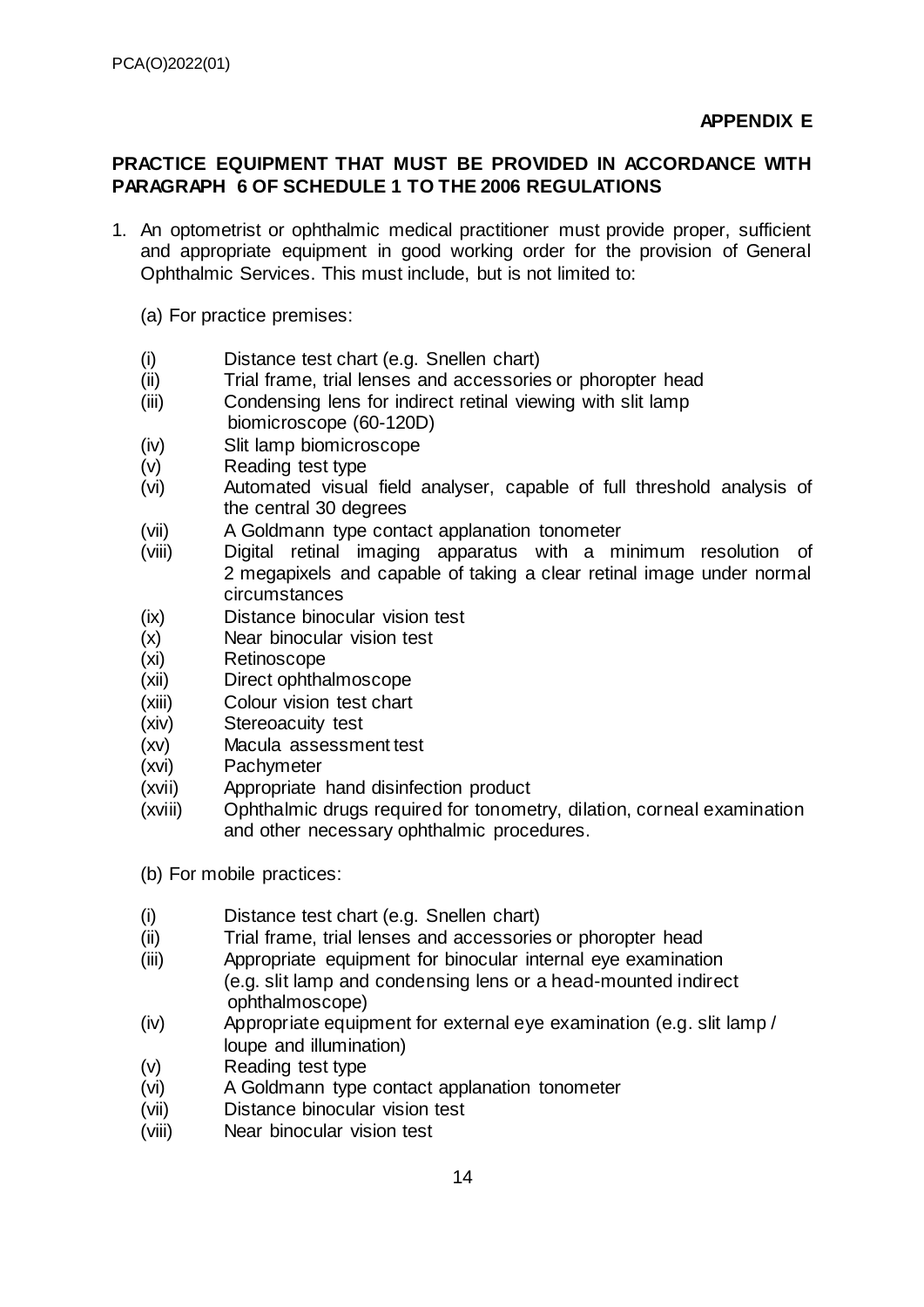**APPENDIX E**

**PRACTICE EQUIPMENT THAT MUST BE PROVIDED IN ACCORDANCE WITH PARAGRAPH 6 OF SCHEDULE 1 TO THE 2006 REGULATIONS**

1. An optometrist or ophthalmic medical practitioner must provide proper, sufficient and appropriate equipment in good working order for the provision of General Ophthalmic Services. This must include, but is not limited to:

   (a) For practice premises:

   (i) Distance test chart (e.g. Snellen chart)
   (ii) Trial frame, trial lenses and accessories or phoropter head
   (iii) Condensing lens for indirect retinal viewing with slit lamp biomicroscope (60-120D)
   (iv) Slit lamp biomicroscope
   (v) Reading test type
   (vi) Automated visual field analyser, capable of full threshold analysis of the central 30 degrees
   (vii) A Goldmann type contact applanation tonometer
   (viii) Digital retinal imaging apparatus with a minimum resolution of 2 megapixels and capable of taking a clear retinal image under normal circumstances
   (ix) Distance binocular vision test
   (x) Near binocular vision test
   (xi) Retinoscope
   (xii) Direct ophthalmoscope
   (xiii) Colour vision test chart
   (xiv) Stereoacuity test
   (xv) Macula assessment test
   (xvi) Pachymeter
   (xvii) Appropriate hand disinfection product
   (xviii) Ophthalmic drugs required for tonometry, dilation, corneal examination and other necessary ophthalmic procedures.

   (b) For mobile practices:

   (i) Distance test chart (e.g. Snellen chart)
   (ii) Trial frame, trial lenses and accessories or phoropter head
   (iii) Appropriate equipment for binocular internal eye examination (e.g. slit lamp and condensing lens or a head-mounted indirect ophthalmoscope)
   (iv) Appropriate equipment for external eye examination (e.g. slit lamp / loupe and illumination)
   (v) Reading test type
   (vi) A Goldmann type contact applanation tonometer
   (vii) Distance binocular vision test
   (viii) Near binocular vision test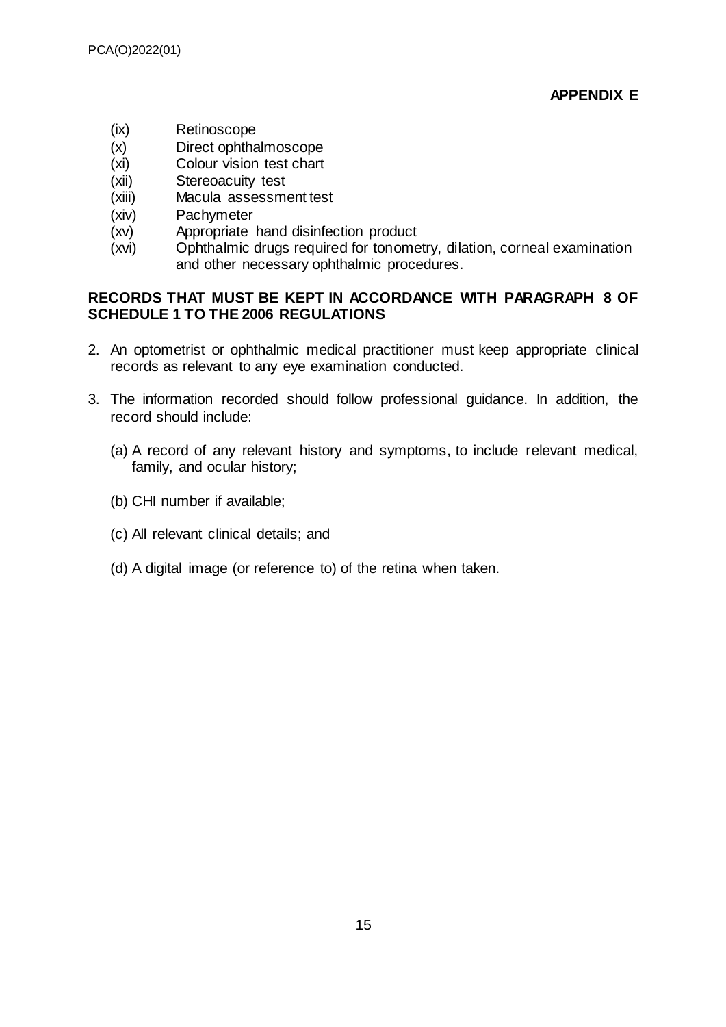**APPENDIX E**

(ix) Retinoscope
(x) Direct ophthalmoscope
(xi) Colour vision test chart
(xii) Stereoacuity test
(xiii) Macula assessment test
(xiv) Pachymeter
(xv) Appropriate hand disinfection product
(xvi) Ophthalmic drugs required for tonometry, dilation, corneal examination and other necessary ophthalmic procedures.

**RECORDS THAT MUST BE KEPT IN ACCORDANCE WITH PARAGRAPH 8 OF SCHEDULE 1 TO THE 2006 REGULATIONS**

2. An optometrist or ophthalmic medical practitioner must keep appropriate clinical records as relevant to any eye examination conducted.

3. The information recorded should follow professional guidance. In addition, the record should include:

   (a) A record of any relevant history and symptoms, to include relevant medical, family, and ocular history;

   (b) CHI number if available;

   (c) All relevant clinical details; and

   (d) A digital image (or reference to) of the retina when taken.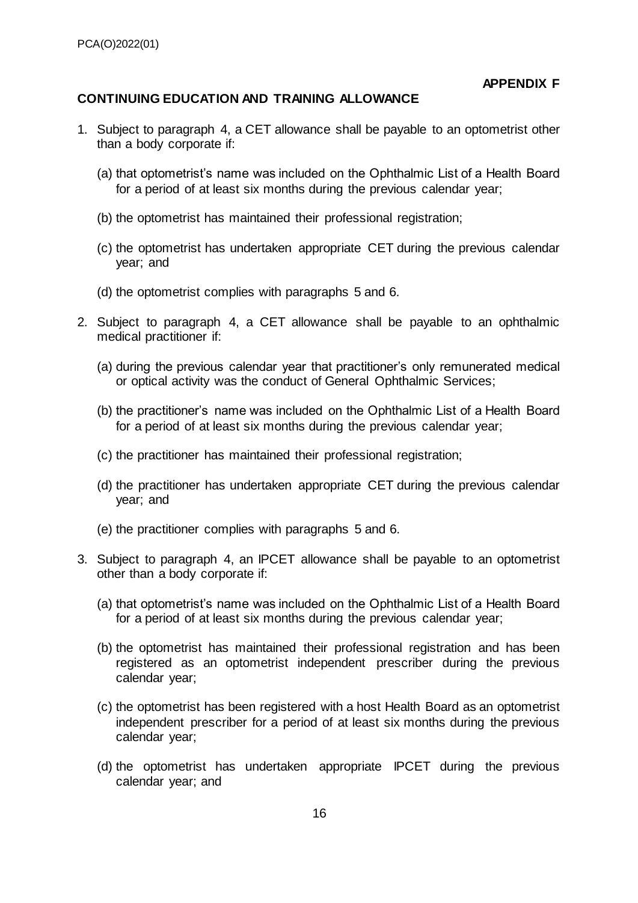**APPENDIX F**

**CONTINUING EDUCATION AND TRAINING ALLOWANCE**

1. Subject to paragraph 4, a CET allowance shall be payable to an optometrist other than a body corporate if:

   (a) that optometrist's name was included on the Ophthalmic List of a Health Board for a period of at least six months during the previous calendar year;

   (b) the optometrist has maintained their professional registration;

   (c) the optometrist has undertaken appropriate CET during the previous calendar year; and

   (d) the optometrist complies with paragraphs 5 and 6.

2. Subject to paragraph 4, a CET allowance shall be payable to an ophthalmic medical practitioner if:

   (a) during the previous calendar year that practitioner's only remunerated medical or optical activity was the conduct of General Ophthalmic Services;

   (b) the practitioner's name was included on the Ophthalmic List of a Health Board for a period of at least six months during the previous calendar year;

   (c) the practitioner has maintained their professional registration;

   (d) the practitioner has undertaken appropriate CET during the previous calendar year; and

   (e) the practitioner complies with paragraphs 5 and 6.

3. Subject to paragraph 4, an IPCET allowance shall be payable to an optometrist other than a body corporate if:

   (a) that optometrist's name was included on the Ophthalmic List of a Health Board for a period of at least six months during the previous calendar year;

   (b) the optometrist has maintained their professional registration and has been registered as an optometrist independent prescriber during the previous calendar year;

   (c) the optometrist has been registered with a host Health Board as an optometrist independent prescriber for a period of at least six months during the previous calendar year;

   (d) the optometrist has undertaken appropriate IPCET during the previous calendar year; and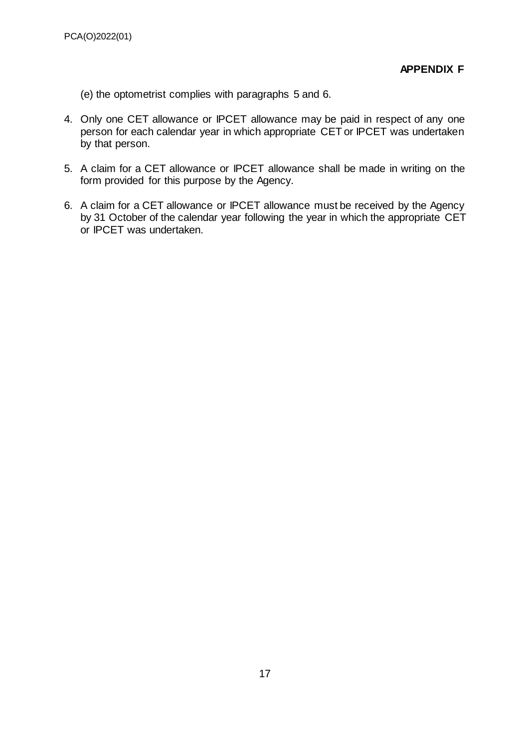**APPENDIX F**

(e) the optometrist complies with paragraphs 5 and 6.

4. Only one CET allowance or IPCET allowance may be paid in respect of any one person for each calendar year in which appropriate CET or IPCET was undertaken by that person.

5. A claim for a CET allowance or IPCET allowance shall be made in writing on the form provided for this purpose by the Agency.

6. A claim for a CET allowance or IPCET allowance must be received by the Agency by 31 October of the calendar year following the year in which the appropriate CET or IPCET was undertaken.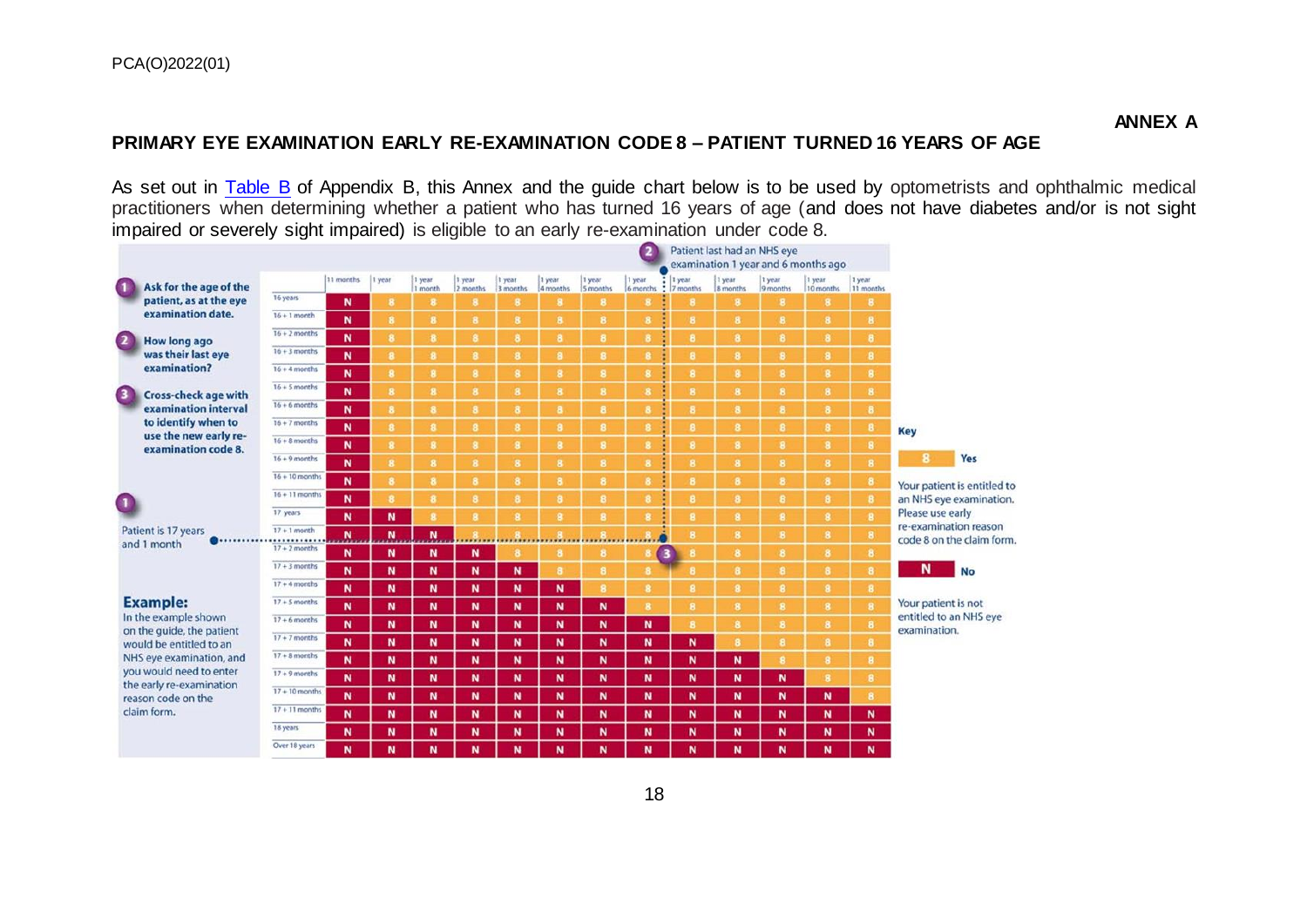**ANNEX A**

## PRIMARY EYE EXAMINATION EARLY RE-EXAMINATION CODE 8 – PATIENT TURNED 16 YEARS OF AGE

As set out in Table B of Appendix B, this Annex and the guide chart below is to be used by optometrists and ophthalmic medical practitioners when determining whether a patient who has turned 16 years of age (and does not have diabetes and/or is not sight impaired or severely sight impaired) is eligible to an early re-examination under code 8.

**1 Ask for the age of the patient, as at the eye examination date.**

**2 How long ago was their last eye examination?**

**3 Cross-check age with examination interval to identify when to use the new early re-examination code 8.**

| | 11 months | 1 year | 1 year 1 month | 1 year 2 months | 1 year 3 months | 1 year 4 months | 1 year 5 months | 1 year 6 months | 1 year 7 months | 1 year 8 months | 1 year 9 months | 1 year 10 months | 1 year 11 months |
|---|---|---|---|---|---|---|---|---|---|---|---|---|---|
| 16 years | N | 8 | 8 | 8 | 8 | 8 | 8 | 8 | 8 | 8 | 8 | 8 | 8 |
| 16 + 1 month | N | 8 | 8 | 8 | 8 | 8 | 8 | 8 | 8 | 8 | 8 | 8 | 8 |
| 16 + 2 months | N | 8 | 8 | 8 | 8 | 8 | 8 | 8 | 8 | 8 | 8 | 8 | 8 |
| 16 + 3 months | N | 8 | 8 | 8 | 8 | 8 | 8 | 8 | 8 | 8 | 8 | 8 | 8 |
| 16 + 4 months | N | 8 | 8 | 8 | 8 | 8 | 8 | 8 | 8 | 8 | 8 | 8 | 8 |
| 16 + 5 months | N | 8 | 8 | 8 | 8 | 8 | 8 | 8 | 8 | 8 | 8 | 8 | 8 |
| 16 + 6 months | N | 8 | 8 | 8 | 8 | 8 | 8 | 8 | 8 | 8 | 8 | 8 | 8 |
| 16 + 7 months | N | 8 | 8 | 8 | 8 | 8 | 8 | 8 | 8 | 8 | 8 | 8 | 8 |
| 16 + 8 months | N | 8 | 8 | 8 | 8 | 8 | 8 | 8 | 8 | 8 | 8 | 8 | 8 |
| 16 + 9 months | N | 8 | 8 | 8 | 8 | 8 | 8 | 8 | 8 | 8 | 8 | 8 | 8 |
| 16 + 10 months | N | 8 | 8 | 8 | 8 | 8 | 8 | 8 | 8 | 8 | 8 | 8 | 8 |
| 16 + 11 months | N | 8 | 8 | 8 | 8 | 8 | 8 | 8 | 8 | 8 | 8 | 8 | 8 |
| 17 years | N | N | 8 | 8 | 8 | 8 | 8 | 8 | 8 | 8 | 8 | 8 | 8 |
| 17 + 1 month | N | N | N | 8 | 8 | 8 | 8 | 8 | 8 | 8 | 8 | 8 | 8 |
| 17 + 2 months | N | N | N | N | 8 | 8 | 8 | 8 | 8 | 8 | 8 | 8 | 8 |
| 17 + 3 months | N | N | N | N | N | 8 | 8 | 8 | 8 | 8 | 8 | 8 | 8 |
| 17 + 4 months | N | N | N | N | N | N | 8 | 8 | 8 | 8 | 8 | 8 | 8 |
| 17 + 5 months | N | N | N | N | N | N | N | 8 | 8 | 8 | 8 | 8 | 8 |
| 17 + 6 months | N | N | N | N | N | N | N | N | 8 | 8 | 8 | 8 | 8 |
| 17 + 7 months | N | N | N | N | N | N | N | N | N | 8 | 8 | 8 | 8 |
| 17 + 8 months | N | N | N | N | N | N | N | N | N | N | 8 | 8 | 8 |
| 17 + 9 months | N | N | N | N | N | N | N | N | N | N | N | 8 | 8 |
| 17 + 10 months | N | N | N | N | N | N | N | N | N | N | N | N | 8 |
| 17 + 11 months | N | N | N | N | N | N | N | N | N | N | N | N | N |
| 18 years | N | N | N | N | N | N | N | N | N | N | N | N | N |
| Over 18 years | N | N | N | N | N | N | N | N | N | N | N | N | N |

1 Patient is 17 years and 1 month

2 Patient last had an NHS eye examination 1 year and 6 months ago

**Example:**
In the example shown on the guide, the patient would be entitled to an NHS eye examination, and you would need to enter the early re-examination reason code on the claim form.

**Key**

**8 Yes** – Your patient is entitled to an NHS eye examination. Please use early re-examination reason code 8 on the claim form.

**N No** – Your patient is not entitled to an NHS eye examination.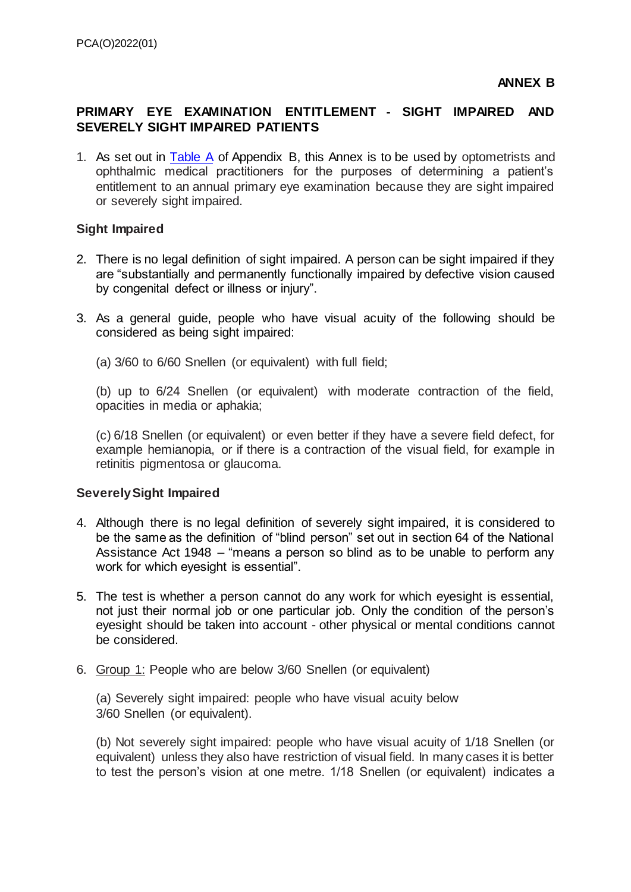**ANNEX B**

## PRIMARY EYE EXAMINATION ENTITLEMENT - SIGHT IMPAIRED AND SEVERELY SIGHT IMPAIRED PATIENTS

1. As set out in Table A of Appendix B, this Annex is to be used by optometrists and ophthalmic medical practitioners for the purposes of determining a patient's entitlement to an annual primary eye examination because they are sight impaired or severely sight impaired.

### Sight Impaired

2. There is no legal definition of sight impaired. A person can be sight impaired if they are "substantially and permanently functionally impaired by defective vision caused by congenital defect or illness or injury".

3. As a general guide, people who have visual acuity of the following should be considered as being sight impaired:

   (a) 3/60 to 6/60 Snellen (or equivalent) with full field;

   (b) up to 6/24 Snellen (or equivalent) with moderate contraction of the field, opacities in media or aphakia;

   (c) 6/18 Snellen (or equivalent) or even better if they have a severe field defect, for example hemianopia, or if there is a contraction of the visual field, for example in retinitis pigmentosa or glaucoma.

### Severely Sight Impaired

4. Although there is no legal definition of severely sight impaired, it is considered to be the same as the definition of "blind person" set out in section 64 of the National Assistance Act 1948 – "means a person so blind as to be unable to perform any work for which eyesight is essential".

5. The test is whether a person cannot do any work for which eyesight is essential, not just their normal job or one particular job. Only the condition of the person's eyesight should be taken into account - other physical or mental conditions cannot be considered.

6. Group 1: People who are below 3/60 Snellen (or equivalent)

   (a) Severely sight impaired: people who have visual acuity below 3/60 Snellen (or equivalent).

   (b) Not severely sight impaired: people who have visual acuity of 1/18 Snellen (or equivalent) unless they also have restriction of visual field. In many cases it is better to test the person's vision at one metre. 1/18 Snellen (or equivalent) indicates a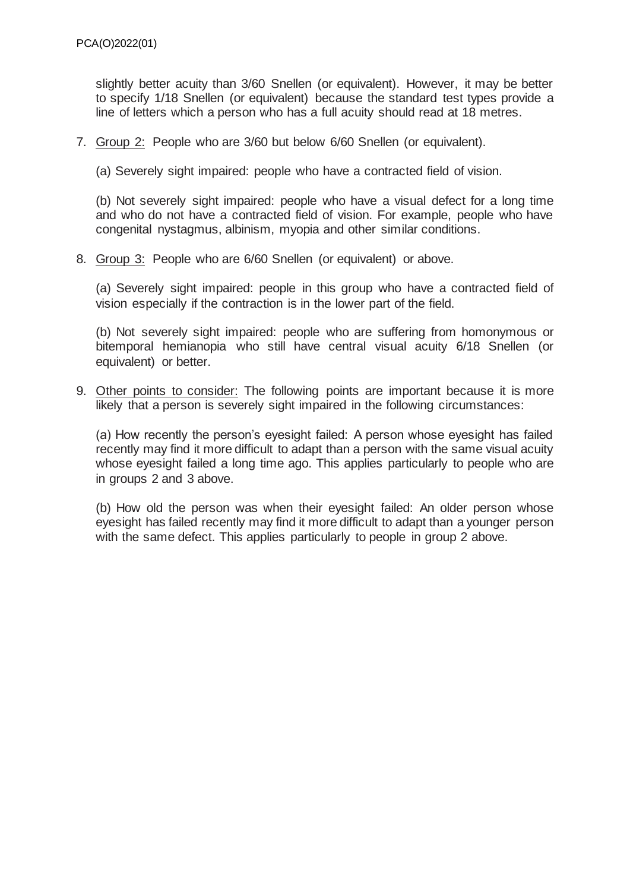slightly better acuity than 3/60 Snellen (or equivalent). However, it may be better to specify 1/18 Snellen (or equivalent) because the standard test types provide a line of letters which a person who has a full acuity should read at 18 metres.

7. Group 2: People who are 3/60 but below 6/60 Snellen (or equivalent).

   (a) Severely sight impaired: people who have a contracted field of vision.

   (b) Not severely sight impaired: people who have a visual defect for a long time and who do not have a contracted field of vision. For example, people who have congenital nystagmus, albinism, myopia and other similar conditions.

8. Group 3: People who are 6/60 Snellen (or equivalent) or above.

   (a) Severely sight impaired: people in this group who have a contracted field of vision especially if the contraction is in the lower part of the field.

   (b) Not severely sight impaired: people who are suffering from homonymous or bitemporal hemianopia who still have central visual acuity 6/18 Snellen (or equivalent) or better.

9. Other points to consider: The following points are important because it is more likely that a person is severely sight impaired in the following circumstances:

   (a) How recently the person's eyesight failed: A person whose eyesight has failed recently may find it more difficult to adapt than a person with the same visual acuity whose eyesight failed a long time ago. This applies particularly to people who are in groups 2 and 3 above.

   (b) How old the person was when their eyesight failed: An older person whose eyesight has failed recently may find it more difficult to adapt than a younger person with the same defect. This applies particularly to people in group 2 above.